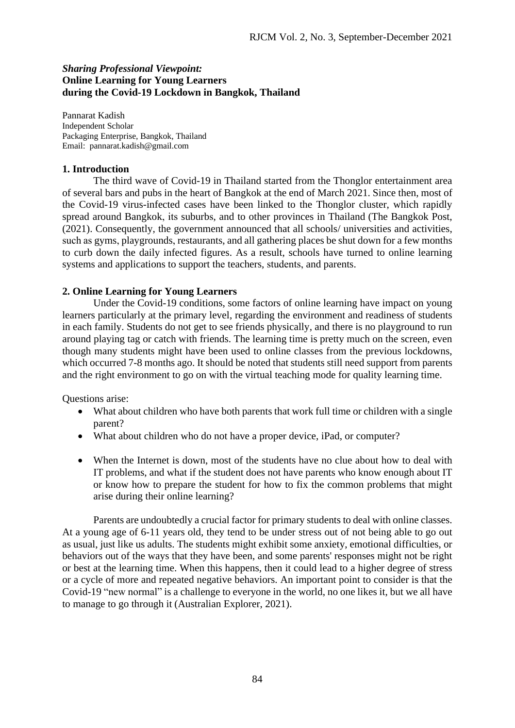***Sharing Professional Viewpoint:***
**Online Learning for Young Learners during the Covid-19 Lockdown in Bangkok, Thailand**

Pannarat Kadish
Independent Scholar
Packaging Enterprise, Bangkok, Thailand
Email: pannarat.kadish@gmail.com

## 1. Introduction

The third wave of Covid-19 in Thailand started from the Thonglor entertainment area of several bars and pubs in the heart of Bangkok at the end of March 2021. Since then, most of the Covid-19 virus-infected cases have been linked to the Thonglor cluster, which rapidly spread around Bangkok, its suburbs, and to other provinces in Thailand (The Bangkok Post, (2021). Consequently, the government announced that all schools/ universities and activities, such as gyms, playgrounds, restaurants, and all gathering places be shut down for a few months to curb down the daily infected figures. As a result, schools have turned to online learning systems and applications to support the teachers, students, and parents.

## 2. Online Learning for Young Learners

Under the Covid-19 conditions, some factors of online learning have impact on young learners particularly at the primary level, regarding the environment and readiness of students in each family. Students do not get to see friends physically, and there is no playground to run around playing tag or catch with friends. The learning time is pretty much on the screen, even though many students might have been used to online classes from the previous lockdowns, which occurred 7-8 months ago. It should be noted that students still need support from parents and the right environment to go on with the virtual teaching mode for quality learning time.

Questions arise:

- What about children who have both parents that work full time or children with a single parent?
- What about children who do not have a proper device, iPad, or computer?
- When the Internet is down, most of the students have no clue about how to deal with IT problems, and what if the student does not have parents who know enough about IT or know how to prepare the student for how to fix the common problems that might arise during their online learning?

Parents are undoubtedly a crucial factor for primary students to deal with online classes. At a young age of 6-11 years old, they tend to be under stress out of not being able to go out as usual, just like us adults. The students might exhibit some anxiety, emotional difficulties, or behaviors out of the ways that they have been, and some parents' responses might not be right or best at the learning time. When this happens, then it could lead to a higher degree of stress or a cycle of more and repeated negative behaviors. An important point to consider is that the Covid-19 "new normal" is a challenge to everyone in the world, no one likes it, but we all have to manage to go through it (Australian Explorer, 2021).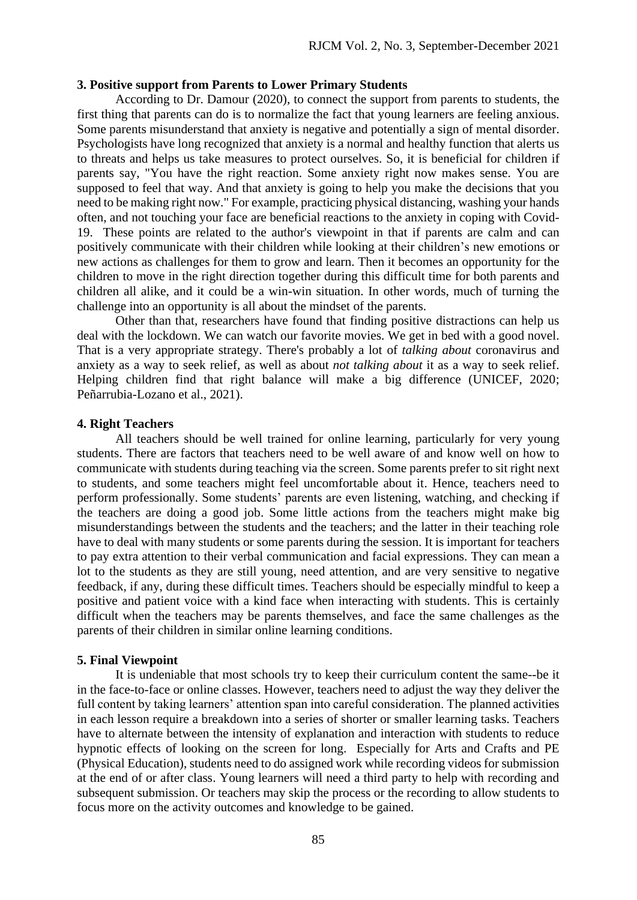### 3. Positive support from Parents to Lower Primary Students

According to Dr. Damour (2020), to connect the support from parents to students, the first thing that parents can do is to normalize the fact that young learners are feeling anxious. Some parents misunderstand that anxiety is negative and potentially a sign of mental disorder. Psychologists have long recognized that anxiety is a normal and healthy function that alerts us to threats and helps us take measures to protect ourselves. So, it is beneficial for children if parents say, "You have the right reaction. Some anxiety right now makes sense. You are supposed to feel that way. And that anxiety is going to help you make the decisions that you need to be making right now." For example, practicing physical distancing, washing your hands often, and not touching your face are beneficial reactions to the anxiety in coping with Covid-19. These points are related to the author's viewpoint in that if parents are calm and can positively communicate with their children while looking at their children's new emotions or new actions as challenges for them to grow and learn. Then it becomes an opportunity for the children to move in the right direction together during this difficult time for both parents and children all alike, and it could be a win-win situation. In other words, much of turning the challenge into an opportunity is all about the mindset of the parents.

Other than that, researchers have found that finding positive distractions can help us deal with the lockdown. We can watch our favorite movies. We get in bed with a good novel. That is a very appropriate strategy. There's probably a lot of *talking about* coronavirus and anxiety as a way to seek relief, as well as about *not talking about* it as a way to seek relief. Helping children find that right balance will make a big difference (UNICEF, 2020; Peñarrubia-Lozano et al., 2021).

### 4. Right Teachers

All teachers should be well trained for online learning, particularly for very young students. There are factors that teachers need to be well aware of and know well on how to communicate with students during teaching via the screen. Some parents prefer to sit right next to students, and some teachers might feel uncomfortable about it. Hence, teachers need to perform professionally. Some students' parents are even listening, watching, and checking if the teachers are doing a good job. Some little actions from the teachers might make big misunderstandings between the students and the teachers; and the latter in their teaching role have to deal with many students or some parents during the session. It is important for teachers to pay extra attention to their verbal communication and facial expressions. They can mean a lot to the students as they are still young, need attention, and are very sensitive to negative feedback, if any, during these difficult times. Teachers should be especially mindful to keep a positive and patient voice with a kind face when interacting with students. This is certainly difficult when the teachers may be parents themselves, and face the same challenges as the parents of their children in similar online learning conditions.

### 5. Final Viewpoint

It is undeniable that most schools try to keep their curriculum content the same--be it in the face-to-face or online classes. However, teachers need to adjust the way they deliver the full content by taking learners' attention span into careful consideration. The planned activities in each lesson require a breakdown into a series of shorter or smaller learning tasks. Teachers have to alternate between the intensity of explanation and interaction with students to reduce hypnotic effects of looking on the screen for long. Especially for Arts and Crafts and PE (Physical Education), students need to do assigned work while recording videos for submission at the end of or after class. Young learners will need a third party to help with recording and subsequent submission. Or teachers may skip the process or the recording to allow students to focus more on the activity outcomes and knowledge to be gained.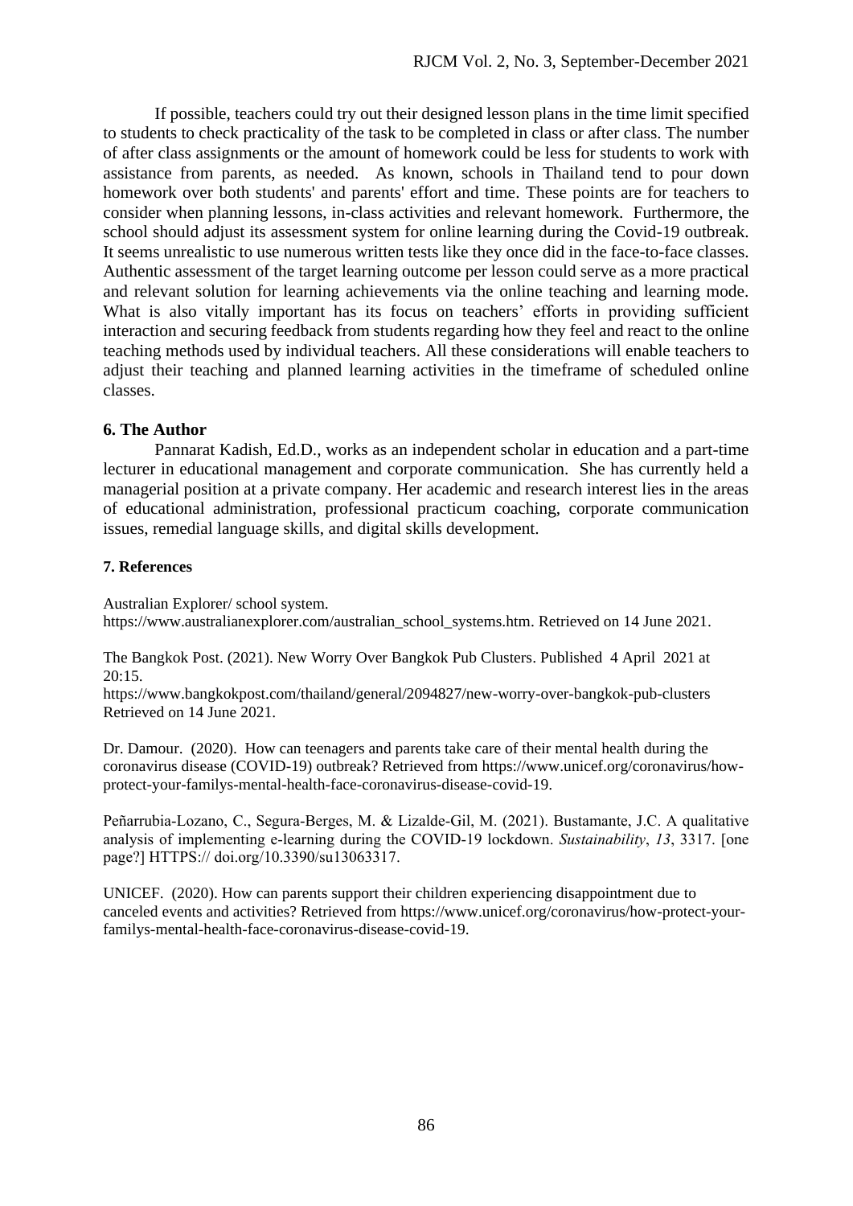If possible, teachers could try out their designed lesson plans in the time limit specified to students to check practicality of the task to be completed in class or after class. The number of after class assignments or the amount of homework could be less for students to work with assistance from parents, as needed. As known, schools in Thailand tend to pour down homework over both students' and parents' effort and time. These points are for teachers to consider when planning lessons, in-class activities and relevant homework. Furthermore, the school should adjust its assessment system for online learning during the Covid-19 outbreak. It seems unrealistic to use numerous written tests like they once did in the face-to-face classes. Authentic assessment of the target learning outcome per lesson could serve as a more practical and relevant solution for learning achievements via the online teaching and learning mode. What is also vitally important has its focus on teachers' efforts in providing sufficient interaction and securing feedback from students regarding how they feel and react to the online teaching methods used by individual teachers. All these considerations will enable teachers to adjust their teaching and planned learning activities in the timeframe of scheduled online classes.

## 6. The Author

Pannarat Kadish, Ed.D., works as an independent scholar in education and a part-time lecturer in educational management and corporate communication. She has currently held a managerial position at a private company. Her academic and research interest lies in the areas of educational administration, professional practicum coaching, corporate communication issues, remedial language skills, and digital skills development.

## 7. References

Australian Explorer/ school system. https://www.australianexplorer.com/australian_school_systems.htm. Retrieved on 14 June 2021.

The Bangkok Post. (2021). New Worry Over Bangkok Pub Clusters. Published 4 April 2021 at 20:15. https://www.bangkokpost.com/thailand/general/2094827/new-worry-over-bangkok-pub-clusters Retrieved on 14 June 2021.

Dr. Damour. (2020). How can teenagers and parents take care of their mental health during the coronavirus disease (COVID-19) outbreak? Retrieved from https://www.unicef.org/coronavirus/how-protect-your-familys-mental-health-face-coronavirus-disease-covid-19.

Peñarrubia-Lozano, C., Segura-Berges, M. & Lizalde-Gil, M. (2021). Bustamante, J.C. A qualitative analysis of implementing e-learning during the COVID-19 lockdown. *Sustainability*, *13*, 3317. [one page?] HTTPS:// doi.org/10.3390/su13063317.

UNICEF. (2020). How can parents support their children experiencing disappointment due to canceled events and activities? Retrieved from https://www.unicef.org/coronavirus/how-protect-your-familys-mental-health-face-coronavirus-disease-covid-19.